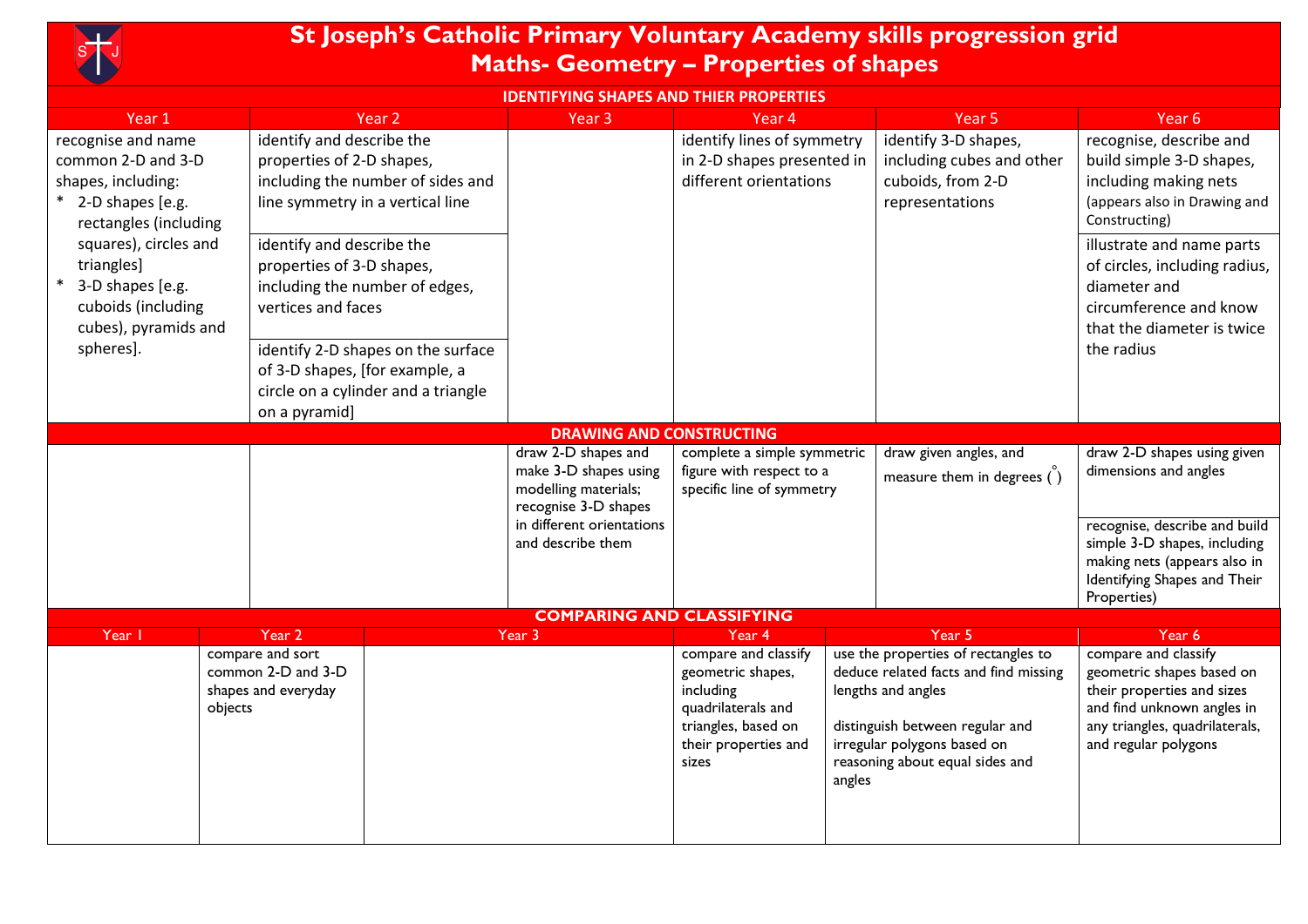# St Joseph's Catholic Primary Voluntary Academy skills progression grid

## Maths- Geometry – Properties of shapes

| Year 1 | Year 2 | Year 3 | Year 4 | Year 5 | Year 6 |
|---|---|---|---|---|---|
| **IDENTIFYING SHAPES AND THIER PROPERTIES** | | | | | |
| recognise and name common 2-D and 3-D shapes, including:<br>* 2-D shapes [e.g. rectangles (including squares), circles and triangles]<br>* 3-D shapes [e.g. cuboids (including cubes), pyramids and spheres]. | identify and describe the properties of 2-D shapes, including the number of sides and line symmetry in a vertical line<br><br>identify and describe the properties of 3-D shapes, including the number of edges, vertices and faces<br><br>identify 2-D shapes on the surface of 3-D shapes, [for example, a circle on a cylinder and a triangle on a pyramid] | | identify lines of symmetry in 2-D shapes presented in different orientations | identify 3-D shapes, including cubes and other cuboids, from 2-D representations | recognise, describe and build simple 3-D shapes, including making nets (appears also in Drawing and Constructing)<br><br>illustrate and name parts of circles, including radius, diameter and circumference and know that the diameter is twice the radius |
| **DRAWING AND CONSTRUCTING** | | | | | |
| | | draw 2-D shapes and make 3-D shapes using modelling materials; recognise 3-D shapes in different orientations and describe them | complete a simple symmetric figure with respect to a specific line of symmetry | draw given angles, and measure them in degrees (°) | draw 2-D shapes using given dimensions and angles<br><br>recognise, describe and build simple 3-D shapes, including making nets (appears also in Identifying Shapes and Their Properties) |
| **COMPARING AND CLASSIFYING** | | | | | |
| | compare and sort common 2-D and 3-D shapes and everyday objects | | compare and classify geometric shapes, including quadrilaterals and triangles, based on their properties and sizes | use the properties of rectangles to deduce related facts and find missing lengths and angles<br><br>distinguish between regular and irregular polygons based on reasoning about equal sides and angles | compare and classify geometric shapes based on their properties and sizes and find unknown angles in any triangles, quadrilaterals, and regular polygons |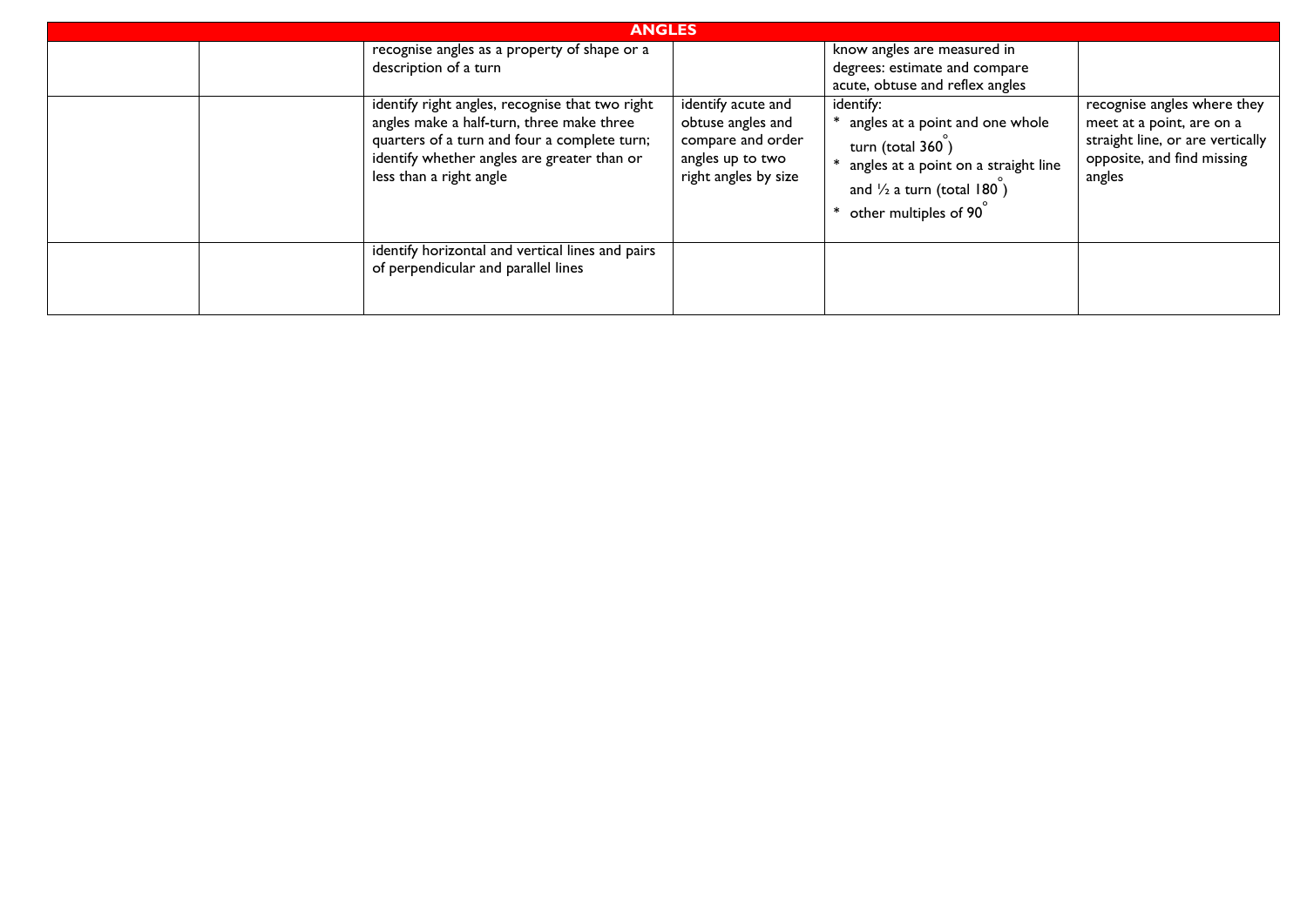| ANGLES | | | | | |
|---|---|---|---|---|---|
| | | recognise angles as a property of shape or a description of a turn | | know angles are measured in degrees: estimate and compare acute, obtuse and reflex angles | |
| | | identify right angles, recognise that two right angles make a half-turn, three make three quarters of a turn and four a complete turn; identify whether angles are greater than or less than a right angle | identify acute and obtuse angles and compare and order angles up to two right angles by size | identify:<br>* angles at a point and one whole turn (total $360^{\circ}$)<br>* angles at a point on a straight line and ½ a turn (total $180^{\circ}$)<br>* other multiples of $90^{\circ}$ | recognise angles where they meet at a point, are on a straight line, or are vertically opposite, and find missing angles |
| | | identify horizontal and vertical lines and pairs of perpendicular and parallel lines | | | |